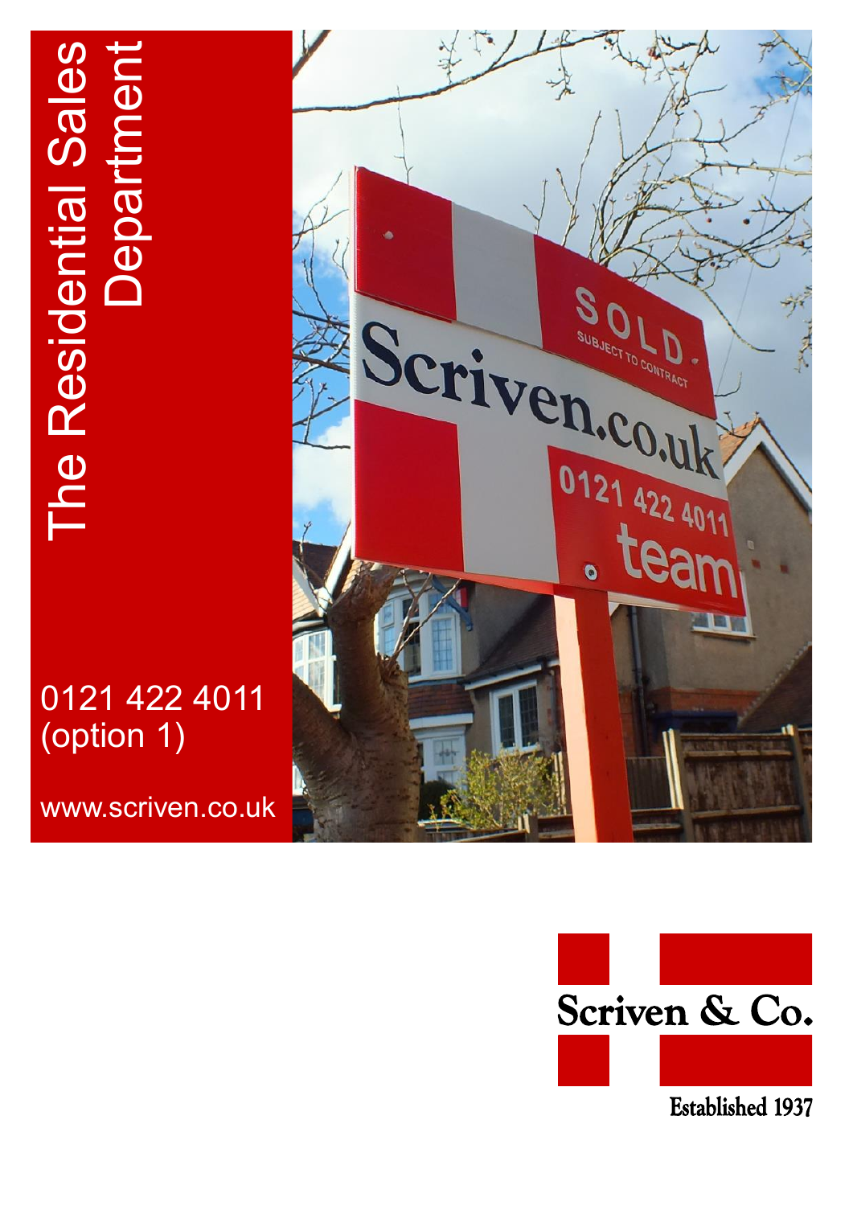# The Residential Sales Department

0121 422 4011
(option 1)

www.scriven.co.uk

Scriven & Co.

Established 1937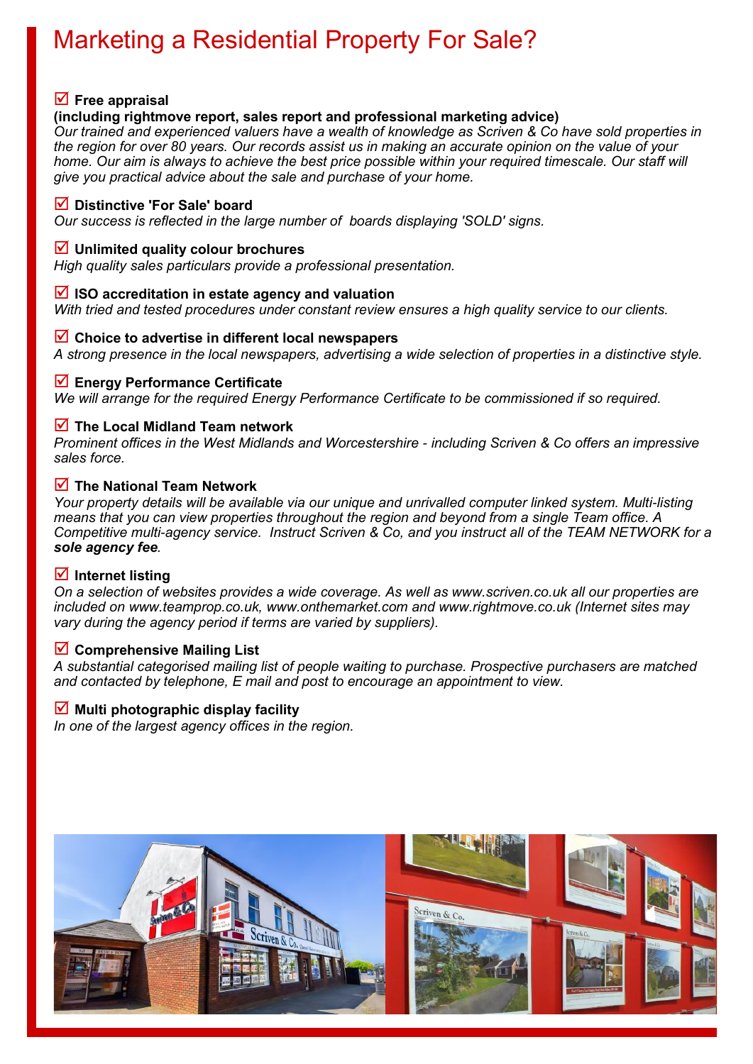# Marketing a Residential Property For Sale?

☑ **Free appraisal**
**(including rightmove report, sales report and professional marketing advice)**
*Our trained and experienced valuers have a wealth of knowledge as Scriven & Co have sold properties in the region for over 80 years. Our records assist us in making an accurate opinion on the value of your home. Our aim is always to achieve the best price possible within your required timescale. Our staff will give you practical advice about the sale and purchase of your home.*

☑ **Distinctive 'For Sale' board**
*Our success is reflected in the large number of boards displaying 'SOLD' signs.*

☑ **Unlimited quality colour brochures**
*High quality sales particulars provide a professional presentation.*

☑ **ISO accreditation in estate agency and valuation**
*With tried and tested procedures under constant review ensures a high quality service to our clients.*

☑ **Choice to advertise in different local newspapers**
*A strong presence in the local newspapers, advertising a wide selection of properties in a distinctive style.*

☑ **Energy Performance Certificate**
*We will arrange for the required Energy Performance Certificate to be commissioned if so required.*

☑ **The Local Midland Team network**
*Prominent offices in the West Midlands and Worcestershire - including Scriven & Co offers an impressive sales force.*

☑ **The National Team Network**
*Your property details will be available via our unique and unrivalled computer linked system. Multi-listing means that you can view properties throughout the region and beyond from a single Team office. A Competitive multi-agency service. Instruct Scriven & Co, and you instruct all of the TEAM NETWORK for a **sole agency fee**.*

☑ **Internet listing**
*On a selection of websites provides a wide coverage. As well as www.scriven.co.uk all our properties are included on www.teamprop.co.uk, www.onthemarket.com and www.rightmove.co.uk (Internet sites may vary during the agency period if terms are varied by suppliers).*

☑ **Comprehensive Mailing List**
*A substantial categorised mailing list of people waiting to purchase. Prospective purchasers are matched and contacted by telephone, E mail and post to encourage an appointment to view.*

☑ **Multi photographic display facility**
*In one of the largest agency offices in the region.*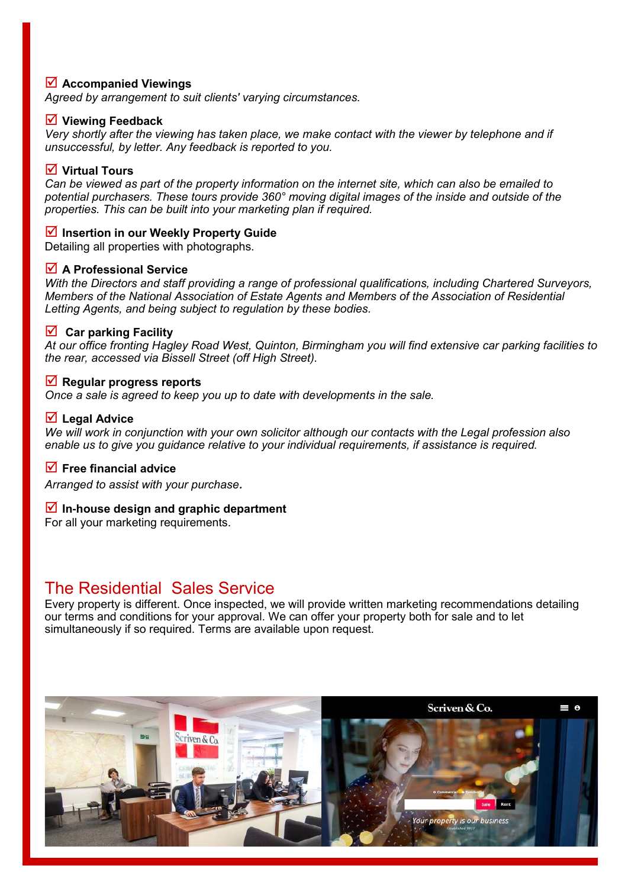☑ **Accompanied Viewings**
*Agreed by arrangement to suit clients' varying circumstances.*

☑ **Viewing Feedback**
*Very shortly after the viewing has taken place, we make contact with the viewer by telephone and if unsuccessful, by letter. Any feedback is reported to you.*

☑ **Virtual Tours**
*Can be viewed as part of the property information on the internet site, which can also be emailed to potential purchasers. These tours provide 360° moving digital images of the inside and outside of the properties. This can be built into your marketing plan if required.*

☑ **Insertion in our Weekly Property Guide**
Detailing all properties with photographs.

☑ **A Professional Service**
*With the Directors and staff providing a range of professional qualifications, including Chartered Surveyors, Members of the National Association of Estate Agents and Members of the Association of Residential Letting Agents, and being subject to regulation by these bodies.*

☑ **Car parking Facility**
*At our office fronting Hagley Road West, Quinton, Birmingham you will find extensive car parking facilities to the rear, accessed via Bissell Street (off High Street).*

☑ **Regular progress reports**
*Once a sale is agreed to keep you up to date with developments in the sale.*

☑ **Legal Advice**
*We will work in conjunction with your own solicitor although our contacts with the Legal profession also enable us to give you guidance relative to your individual requirements, if assistance is required.*

☑ **Free financial advice**
*Arranged to assist with your purchase.*

☑ **In-house design and graphic department**
For all your marketing requirements.

## The Residential Sales Service

Every property is different. Once inspected, we will provide written marketing recommendations detailing our terms and conditions for your approval. We can offer your property both for sale and to let simultaneously if so required. Terms are available upon request.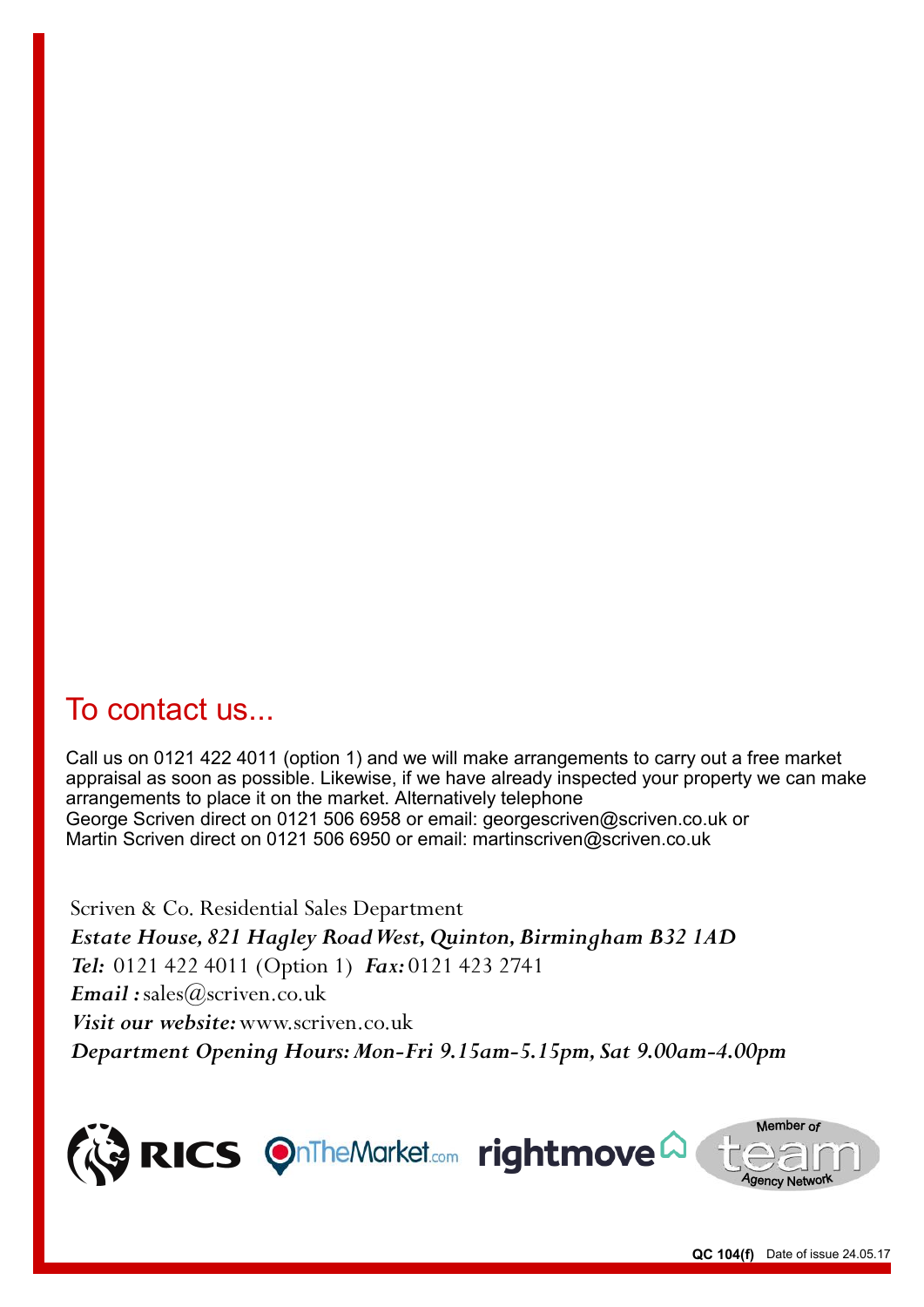## To contact us...

Call us on 0121 422 4011 (option 1) and we will make arrangements to carry out a free market appraisal as soon as possible. Likewise, if we have already inspected your property we can make arrangements to place it on the market. Alternatively telephone
George Scriven direct on 0121 506 6958 or email: georgescriven@scriven.co.uk or
Martin Scriven direct on 0121 506 6950 or email: martinscriven@scriven.co.uk

Scriven & Co. Residential Sales Department
***Estate House, 821 Hagley Road West, Quinton, Birmingham B32 1AD***
***Tel:*** 0121 422 4011 (Option 1) ***Fax:*** 0121 423 2741
***Email :*** sales@scriven.co.uk
***Visit our website:*** www.scriven.co.uk
***Department Opening Hours: Mon-Fri 9.15am-5.15pm, Sat 9.00am-4.00pm***

RICS OnTheMarket.com rightmove Member of team Agency Network

**QC 104(f)** Date of issue 24.05.17